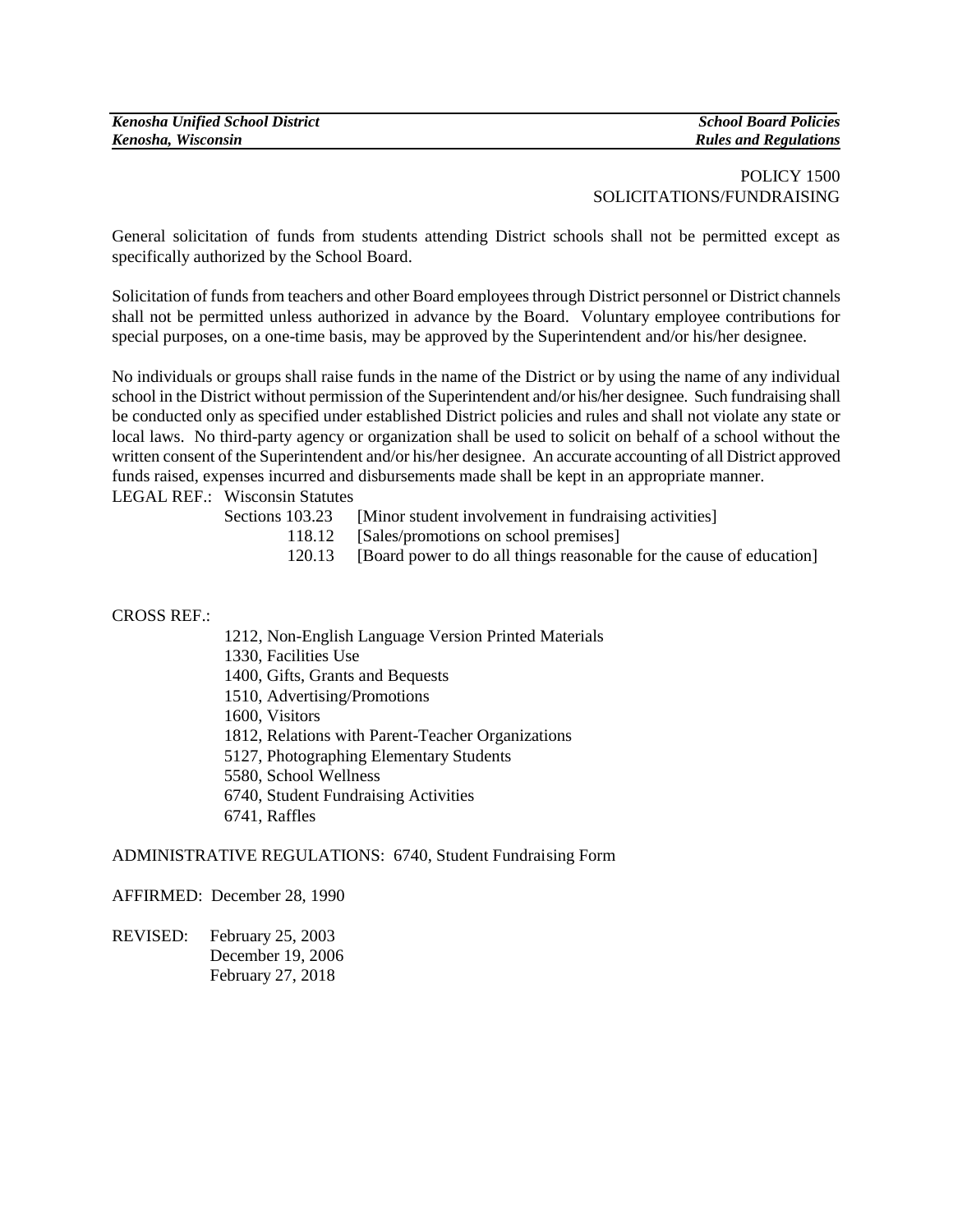POLICY 1500
SOLICITATIONS/FUNDRAISING

General solicitation of funds from students attending District schools shall not be permitted except as specifically authorized by the School Board.

Solicitation of funds from teachers and other Board employees through District personnel or District channels shall not be permitted unless authorized in advance by the Board. Voluntary employee contributions for special purposes, on a one-time basis, may be approved by the Superintendent and/or his/her designee.

No individuals or groups shall raise funds in the name of the District or by using the name of any individual school in the District without permission of the Superintendent and/or his/her designee. Such fundraising shall be conducted only as specified under established District policies and rules and shall not violate any state or local laws. No third-party agency or organization shall be used to solicit on behalf of a school without the written consent of the Superintendent and/or his/her designee. An accurate accounting of all District approved funds raised, expenses incurred and disbursements made shall be kept in an appropriate manner.

LEGAL REF.: Wisconsin Statutes

Sections 103.23 [Minor student involvement in fundraising activities]
118.12 [Sales/promotions on school premises]
120.13 [Board power to do all things reasonable for the cause of education]

CROSS REF.:

1212, Non-English Language Version Printed Materials
1330, Facilities Use
1400, Gifts, Grants and Bequests
1510, Advertising/Promotions
1600, Visitors
1812, Relations with Parent-Teacher Organizations
5127, Photographing Elementary Students
5580, School Wellness
6740, Student Fundraising Activities
6741, Raffles

ADMINISTRATIVE REGULATIONS: 6740, Student Fundraising Form

AFFIRMED: December 28, 1990

REVISED: February 25, 2003
December 19, 2006
February 27, 2018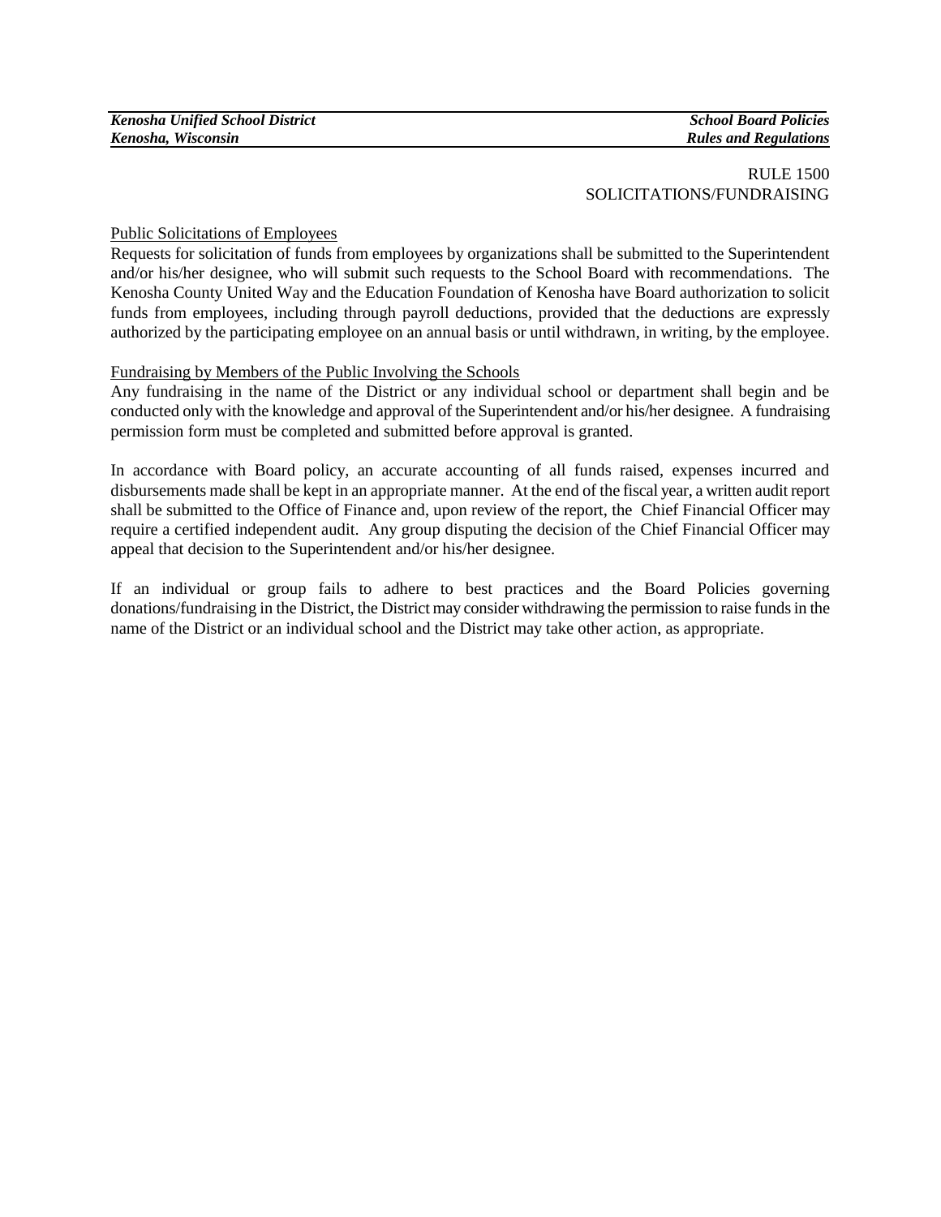RULE 1500
SOLICITATIONS/FUNDRAISING

Public Solicitations of Employees

Requests for solicitation of funds from employees by organizations shall be submitted to the Superintendent and/or his/her designee, who will submit such requests to the School Board with recommendations. The Kenosha County United Way and the Education Foundation of Kenosha have Board authorization to solicit funds from employees, including through payroll deductions, provided that the deductions are expressly authorized by the participating employee on an annual basis or until withdrawn, in writing, by the employee.

Fundraising by Members of the Public Involving the Schools

Any fundraising in the name of the District or any individual school or department shall begin and be conducted only with the knowledge and approval of the Superintendent and/or his/her designee. A fundraising permission form must be completed and submitted before approval is granted.

In accordance with Board policy, an accurate accounting of all funds raised, expenses incurred and disbursements made shall be kept in an appropriate manner. At the end of the fiscal year, a written audit report shall be submitted to the Office of Finance and, upon review of the report, the Chief Financial Officer may require a certified independent audit. Any group disputing the decision of the Chief Financial Officer may appeal that decision to the Superintendent and/or his/her designee.

If an individual or group fails to adhere to best practices and the Board Policies governing donations/fundraising in the District, the District may consider withdrawing the permission to raise funds in the name of the District or an individual school and the District may take other action, as appropriate.